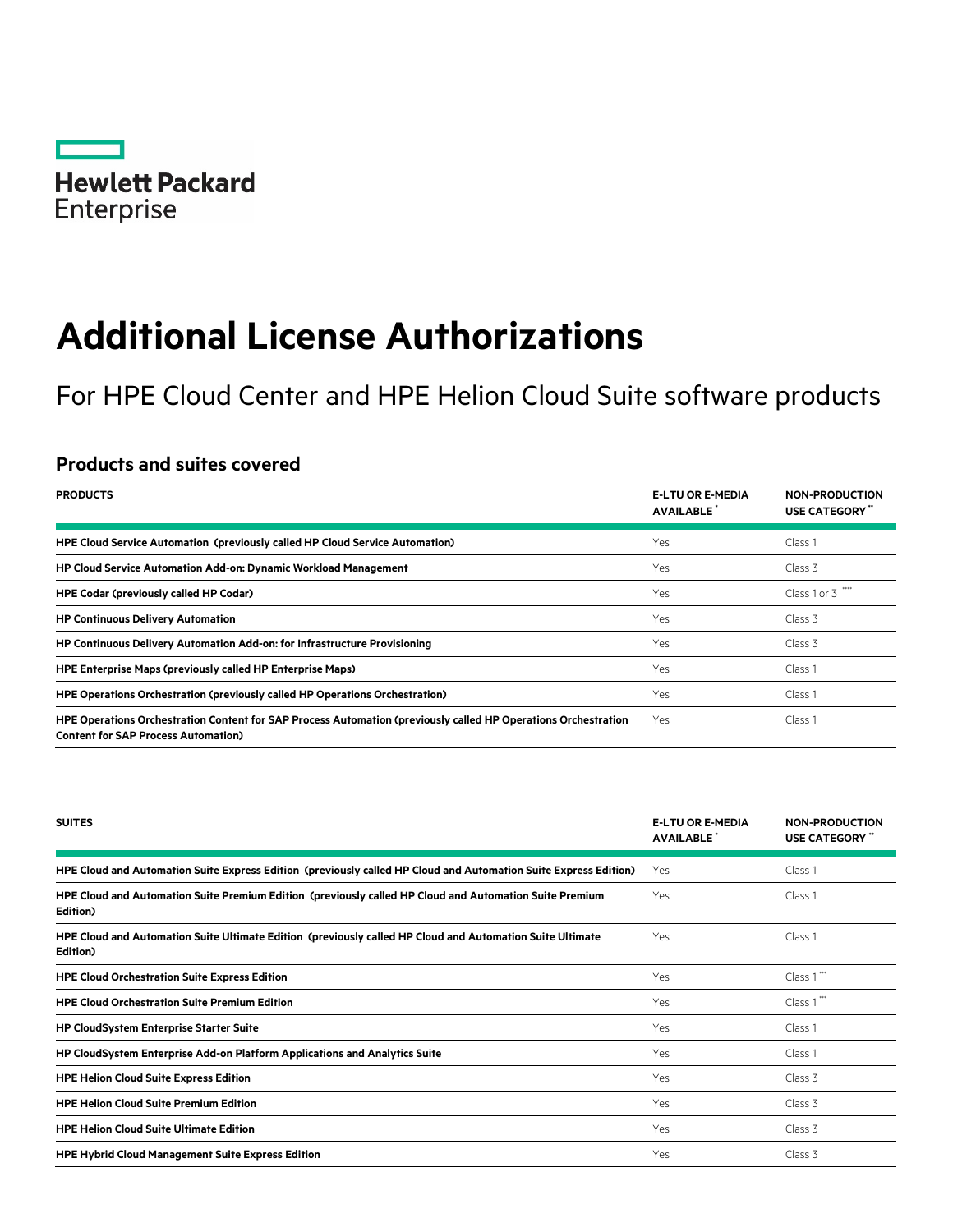Hewlett Packard Enterprise

# Additional License Authorizations

For HPE Cloud Center and HPE Helion Cloud Suite software products

## Products and suites covered

| PRODUCTS | E-LTU OR E-MEDIA AVAILABLE * | NON-PRODUCTION USE CATEGORY ** |
|---|---|---|
| **HPE Cloud Service Automation (previously called HP Cloud Service Automation)** | Yes | Class 1 |
| **HP Cloud Service Automation Add-on: Dynamic Workload Management** | Yes | Class 3 |
| **HPE Codar (previously called HP Codar)** | Yes | Class 1 or 3 **** |
| **HP Continuous Delivery Automation** | Yes | Class 3 |
| **HP Continuous Delivery Automation Add-on: for Infrastructure Provisioning** | Yes | Class 3 |
| **HPE Enterprise Maps (previously called HP Enterprise Maps)** | Yes | Class 1 |
| **HPE Operations Orchestration (previously called HP Operations Orchestration)** | Yes | Class 1 |
| **HPE Operations Orchestration Content for SAP Process Automation (previously called HP Operations Orchestration Content for SAP Process Automation)** | Yes | Class 1 |

| SUITES | E-LTU OR E-MEDIA AVAILABLE * | NON-PRODUCTION USE CATEGORY ** |
|---|---|---|
| **HPE Cloud and Automation Suite Express Edition (previously called HP Cloud and Automation Suite Express Edition)** | Yes | Class 1 |
| **HPE Cloud and Automation Suite Premium Edition (previously called HP Cloud and Automation Suite Premium Edition)** | Yes | Class 1 |
| **HPE Cloud and Automation Suite Ultimate Edition (previously called HP Cloud and Automation Suite Ultimate Edition)** | Yes | Class 1 |
| **HPE Cloud Orchestration Suite Express Edition** | Yes | Class 1 *** |
| **HPE Cloud Orchestration Suite Premium Edition** | Yes | Class 1 *** |
| **HP CloudSystem Enterprise Starter Suite** | Yes | Class 1 |
| **HP CloudSystem Enterprise Add-on Platform Applications and Analytics Suite** | Yes | Class 1 |
| **HPE Helion Cloud Suite Express Edition** | Yes | Class 3 |
| **HPE Helion Cloud Suite Premium Edition** | Yes | Class 3 |
| **HPE Helion Cloud Suite Ultimate Edition** | Yes | Class 3 |
| **HPE Hybrid Cloud Management Suite Express Edition** | Yes | Class 3 |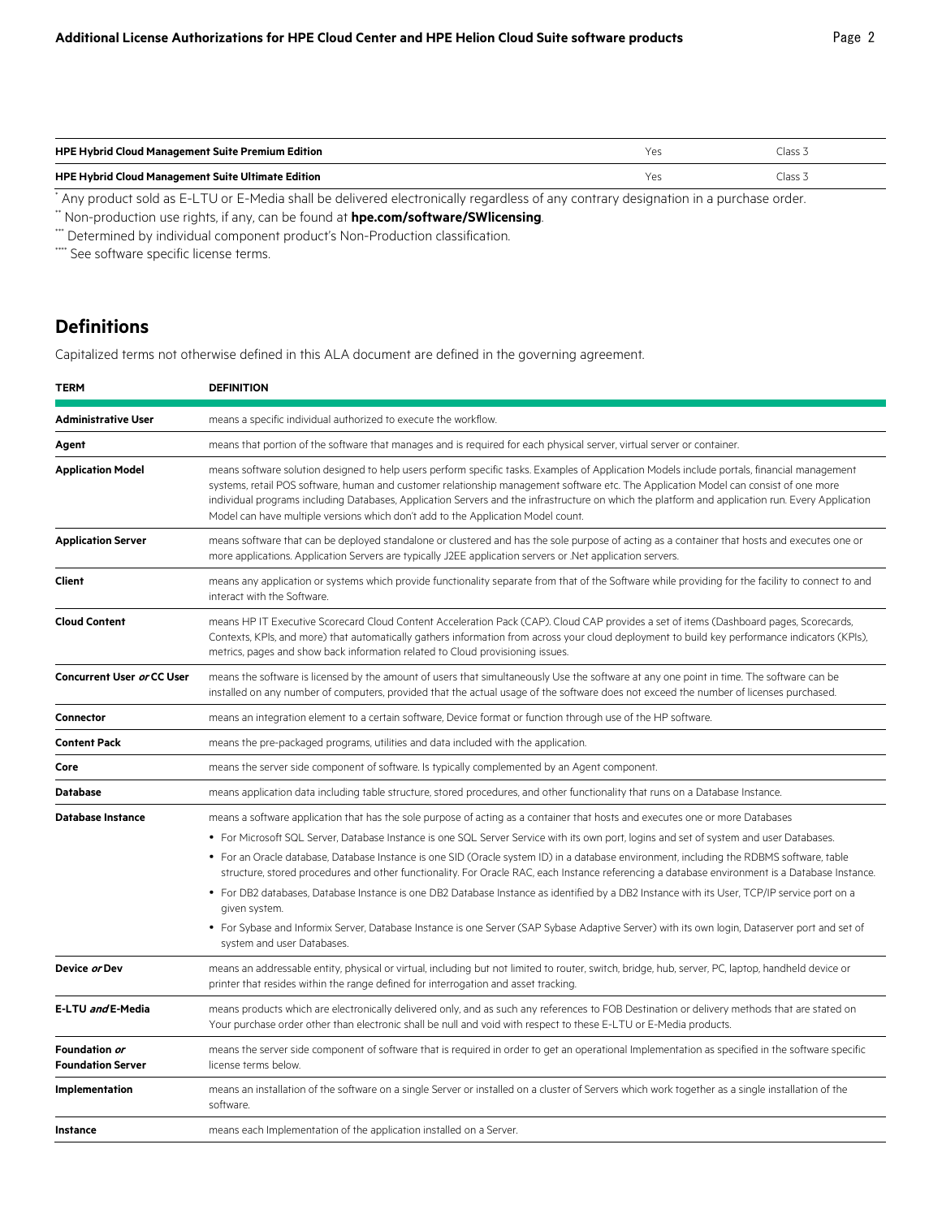| | | |
|---|---|---|
| **HPE Hybrid Cloud Management Suite Premium Edition** | Yes | Class 3 |
| **HPE Hybrid Cloud Management Suite Ultimate Edition** | Yes | Class 3 |

[*] Any product sold as E-LTU or E-Media shall be delivered electronically regardless of any contrary designation in a purchase order.

[**] Non-production use rights, if any, can be found at **hpe.com/software/SWlicensing**.

[***] Determined by individual component product's Non-Production classification.

[****] See software specific license terms.

## Definitions

Capitalized terms not otherwise defined in this ALA document are defined in the governing agreement.

| TERM | DEFINITION |
|---|---|
| **Administrative User** | means a specific individual authorized to execute the workflow. |
| **Agent** | means that portion of the software that manages and is required for each physical server, virtual server or container. |
| **Application Model** | means software solution designed to help users perform specific tasks. Examples of Application Models include portals, financial management systems, retail POS software, human and customer relationship management software etc. The Application Model can consist of one more individual programs including Databases, Application Servers and the infrastructure on which the platform and application run. Every Application Model can have multiple versions which don't add to the Application Model count. |
| **Application Server** | means software that can be deployed standalone or clustered and has the sole purpose of acting as a container that hosts and executes one or more applications. Application Servers are typically J2EE application servers or .Net application servers. |
| **Client** | means any application or systems which provide functionality separate from that of the Software while providing for the facility to connect to and interact with the Software. |
| **Cloud Content** | means HP IT Executive Scorecard Cloud Content Acceleration Pack (CAP). Cloud CAP provides a set of items (Dashboard pages, Scorecards, Contexts, KPIs, and more) that automatically gathers information from across your cloud deployment to build key performance indicators (KPIs), metrics, pages and show back information related to Cloud provisioning issues. |
| **Concurrent User *or* CC User** | means the software is licensed by the amount of users that simultaneously Use the software at any one point in time. The software can be installed on any number of computers, provided that the actual usage of the software does not exceed the number of licenses purchased. |
| **Connector** | means an integration element to a certain software, Device format or function through use of the HP software. |
| **Content Pack** | means the pre-packaged programs, utilities and data included with the application. |
| **Core** | means the server side component of software. Is typically complemented by an Agent component. |
| **Database** | means application data including table structure, stored procedures, and other functionality that runs on a Database Instance. |
| **Database Instance** | means a software application that has the sole purpose of acting as a container that hosts and executes one or more Databases<br>• For Microsoft SQL Server, Database Instance is one SQL Server Service with its own port, logins and set of system and user Databases.<br>• For an Oracle database, Database Instance is one SID (Oracle system ID) in a database environment, including the RDBMS software, table structure, stored procedures and other functionality. For Oracle RAC, each Instance referencing a database environment is a Database Instance.<br>• For DB2 databases, Database Instance is one DB2 Database Instance as identified by a DB2 Instance with its User, TCP/IP service port on a given system.<br>• For Sybase and Informix Server, Database Instance is one Server (SAP Sybase Adaptive Server) with its own login, Dataserver port and set of system and user Databases. |
| **Device *or* Dev** | means an addressable entity, physical or virtual, including but not limited to router, switch, bridge, hub, server, PC, laptop, handheld device or printer that resides within the range defined for interrogation and asset tracking. |
| **E-LTU *and* E-Media** | means products which are electronically delivered only, and as such any references to FOB Destination or delivery methods that are stated on Your purchase order other than electronic shall be null and void with respect to these E-LTU or E-Media products. |
| **Foundation *or* Foundation Server** | means the server side component of software that is required in order to get an operational Implementation as specified in the software specific license terms below. |
| **Implementation** | means an installation of the software on a single Server or installed on a cluster of Servers which work together as a single installation of the software. |
| **Instance** | means each Implementation of the application installed on a Server. |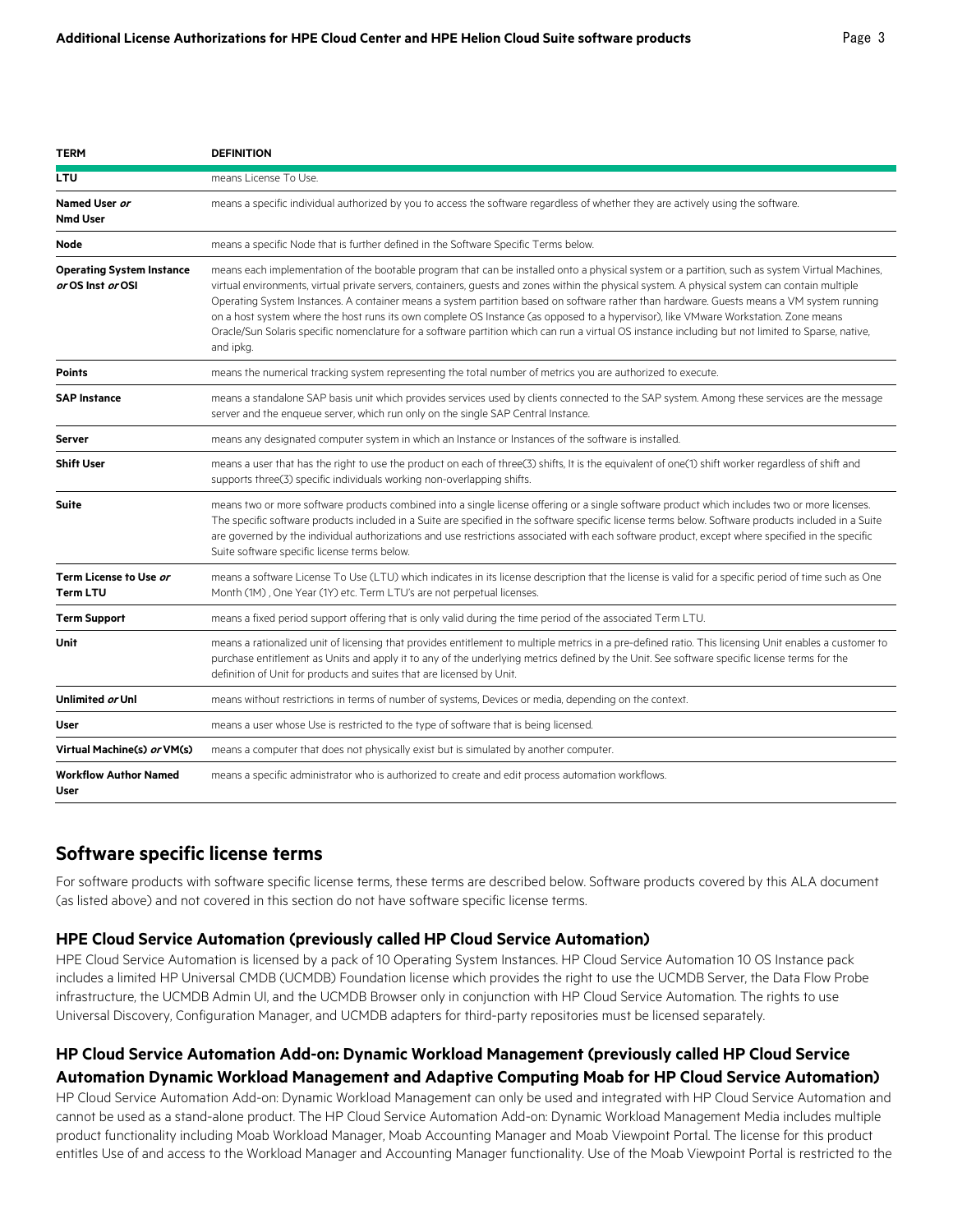| TERM | DEFINITION |
|---|---|
| **LTU** | means License To Use. |
| **Named User *or* Nmd User** | means a specific individual authorized by you to access the software regardless of whether they are actively using the software. |
| **Node** | means a specific Node that is further defined in the Software Specific Terms below. |
| **Operating System Instance *or* OS Inst *or* OSI** | means each implementation of the bootable program that can be installed onto a physical system or a partition, such as system Virtual Machines, virtual environments, virtual private servers, containers, guests and zones within the physical system. A physical system can contain multiple Operating System Instances. A container means a system partition based on software rather than hardware. Guests means a VM system running on a host system where the host runs its own complete OS Instance (as opposed to a hypervisor), like VMware Workstation. Zone means Oracle/Sun Solaris specific nomenclature for a software partition which can run a virtual OS instance including but not limited to Sparse, native, and ipkg. |
| **Points** | means the numerical tracking system representing the total number of metrics you are authorized to execute. |
| **SAP Instance** | means a standalone SAP basis unit which provides services used by clients connected to the SAP system. Among these services are the message server and the enqueue server, which run only on the single SAP Central Instance. |
| **Server** | means any designated computer system in which an Instance or Instances of the software is installed. |
| **Shift User** | means a user that has the right to use the product on each of three(3) shifts, It is the equivalent of one(1) shift worker regardless of shift and supports three(3) specific individuals working non-overlapping shifts. |
| **Suite** | means two or more software products combined into a single license offering or a single software product which includes two or more licenses. The specific software products included in a Suite are specified in the software specific license terms below. Software products included in a Suite are governed by the individual authorizations and use restrictions associated with each software product, except where specified in the specific Suite software specific license terms below. |
| **Term License to Use *or* Term LTU** | means a software License To Use (LTU) which indicates in its license description that the license is valid for a specific period of time such as One Month (1M) , One Year (1Y) etc. Term LTU's are not perpetual licenses. |
| **Term Support** | means a fixed period support offering that is only valid during the time period of the associated Term LTU. |
| **Unit** | means a rationalized unit of licensing that provides entitlement to multiple metrics in a pre-defined ratio. This licensing Unit enables a customer to purchase entitlement as Units and apply it to any of the underlying metrics defined by the Unit. See software specific license terms for the definition of Unit for products and suites that are licensed by Unit. |
| **Unlimited *or* Unl** | means without restrictions in terms of number of systems, Devices or media, depending on the context. |
| **User** | means a user whose Use is restricted to the type of software that is being licensed. |
| **Virtual Machine(s) *or* VM(s)** | means a computer that does not physically exist but is simulated by another computer. |
| **Workflow Author Named User** | means a specific administrator who is authorized to create and edit process automation workflows. |

## Software specific license terms

For software products with software specific license terms, these terms are described below. Software products covered by this ALA document (as listed above) and not covered in this section do not have software specific license terms.

### HPE Cloud Service Automation (previously called HP Cloud Service Automation)

HPE Cloud Service Automation is licensed by a pack of 10 Operating System Instances. HP Cloud Service Automation 10 OS Instance pack includes a limited HP Universal CMDB (UCMDB) Foundation license which provides the right to use the UCMDB Server, the Data Flow Probe infrastructure, the UCMDB Admin UI, and the UCMDB Browser only in conjunction with HP Cloud Service Automation. The rights to use Universal Discovery, Configuration Manager, and UCMDB adapters for third-party repositories must be licensed separately.

### HP Cloud Service Automation Add-on: Dynamic Workload Management (previously called HP Cloud Service Automation Dynamic Workload Management and Adaptive Computing Moab for HP Cloud Service Automation)

HP Cloud Service Automation Add-on: Dynamic Workload Management can only be used and integrated with HP Cloud Service Automation and cannot be used as a stand-alone product. The HP Cloud Service Automation Add-on: Dynamic Workload Management Media includes multiple product functionality including Moab Workload Manager, Moab Accounting Manager and Moab Viewpoint Portal. The license for this product entitles Use of and access to the Workload Manager and Accounting Manager functionality. Use of the Moab Viewpoint Portal is restricted to the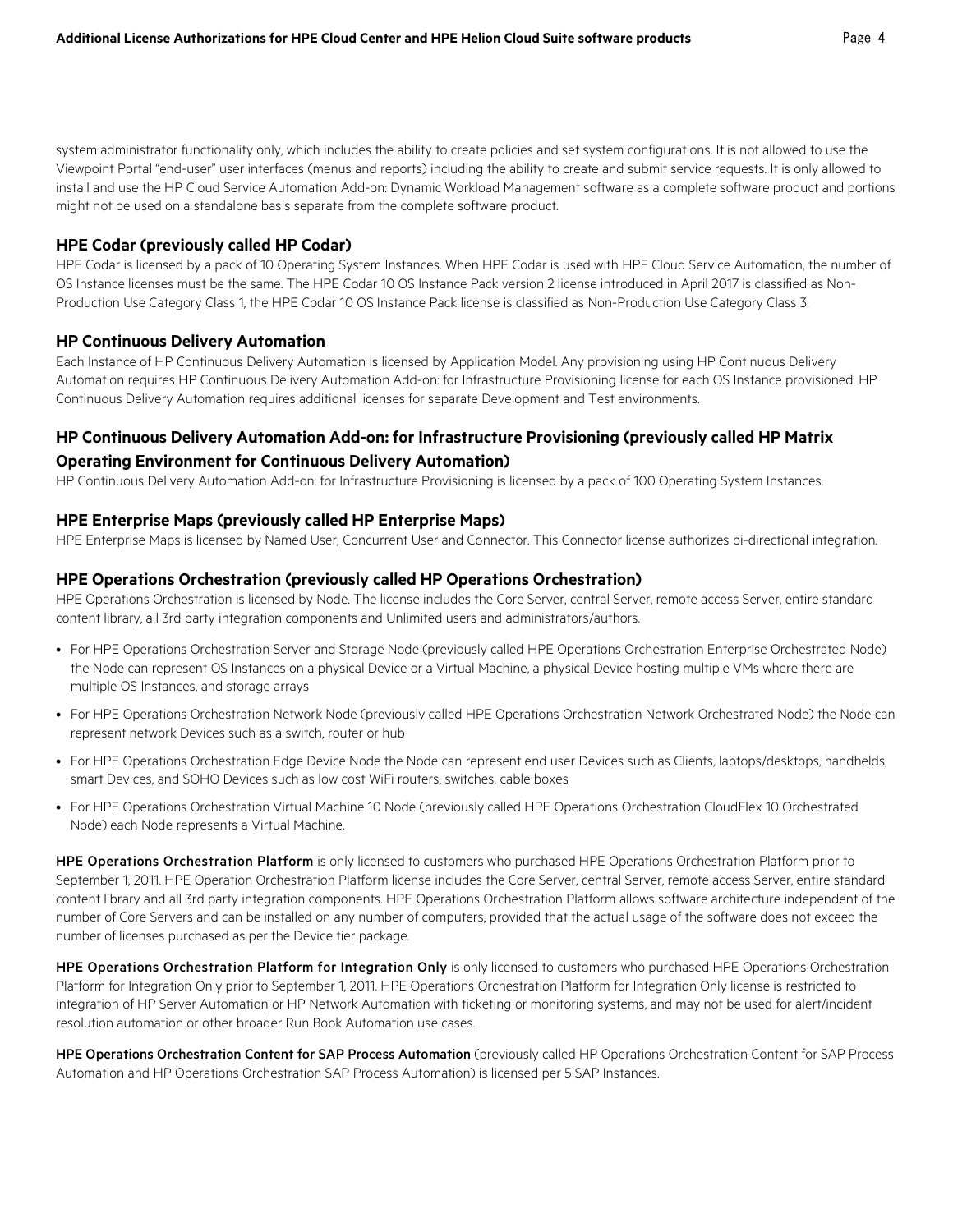system administrator functionality only, which includes the ability to create policies and set system configurations. It is not allowed to use the Viewpoint Portal "end-user" user interfaces (menus and reports) including the ability to create and submit service requests. It is only allowed to install and use the HP Cloud Service Automation Add-on: Dynamic Workload Management software as a complete software product and portions might not be used on a standalone basis separate from the complete software product.

### HPE Codar (previously called HP Codar)

HPE Codar is licensed by a pack of 10 Operating System Instances. When HPE Codar is used with HPE Cloud Service Automation, the number of OS Instance licenses must be the same. The HPE Codar 10 OS Instance Pack version 2 license introduced in April 2017 is classified as Non-Production Use Category Class 1, the HPE Codar 10 OS Instance Pack license is classified as Non-Production Use Category Class 3.

### HP Continuous Delivery Automation

Each Instance of HP Continuous Delivery Automation is licensed by Application Model. Any provisioning using HP Continuous Delivery Automation requires HP Continuous Delivery Automation Add-on: for Infrastructure Provisioning license for each OS Instance provisioned. HP Continuous Delivery Automation requires additional licenses for separate Development and Test environments.

### HP Continuous Delivery Automation Add-on: for Infrastructure Provisioning (previously called HP Matrix Operating Environment for Continuous Delivery Automation)

HP Continuous Delivery Automation Add-on: for Infrastructure Provisioning is licensed by a pack of 100 Operating System Instances.

### HPE Enterprise Maps (previously called HP Enterprise Maps)

HPE Enterprise Maps is licensed by Named User, Concurrent User and Connector. This Connector license authorizes bi-directional integration.

### HPE Operations Orchestration (previously called HP Operations Orchestration)

HPE Operations Orchestration is licensed by Node. The license includes the Core Server, central Server, remote access Server, entire standard content library, all 3rd party integration components and Unlimited users and administrators/authors.

- For HPE Operations Orchestration Server and Storage Node (previously called HPE Operations Orchestration Enterprise Orchestrated Node) the Node can represent OS Instances on a physical Device or a Virtual Machine, a physical Device hosting multiple VMs where there are multiple OS Instances, and storage arrays
- For HPE Operations Orchestration Network Node (previously called HPE Operations Orchestration Network Orchestrated Node) the Node can represent network Devices such as a switch, router or hub
- For HPE Operations Orchestration Edge Device Node the Node can represent end user Devices such as Clients, laptops/desktops, handhelds, smart Devices, and SOHO Devices such as low cost WiFi routers, switches, cable boxes
- For HPE Operations Orchestration Virtual Machine 10 Node (previously called HPE Operations Orchestration CloudFlex 10 Orchestrated Node) each Node represents a Virtual Machine.

**HPE Operations Orchestration Platform** is only licensed to customers who purchased HPE Operations Orchestration Platform prior to September 1, 2011. HPE Operation Orchestration Platform license includes the Core Server, central Server, remote access Server, entire standard content library and all 3rd party integration components. HPE Operations Orchestration Platform allows software architecture independent of the number of Core Servers and can be installed on any number of computers, provided that the actual usage of the software does not exceed the number of licenses purchased as per the Device tier package.

**HPE Operations Orchestration Platform for Integration Only** is only licensed to customers who purchased HPE Operations Orchestration Platform for Integration Only prior to September 1, 2011. HPE Operations Orchestration Platform for Integration Only license is restricted to integration of HP Server Automation or HP Network Automation with ticketing or monitoring systems, and may not be used for alert/incident resolution automation or other broader Run Book Automation use cases.

**HPE Operations Orchestration Content for SAP Process Automation** (previously called HP Operations Orchestration Content for SAP Process Automation and HP Operations Orchestration SAP Process Automation) is licensed per 5 SAP Instances.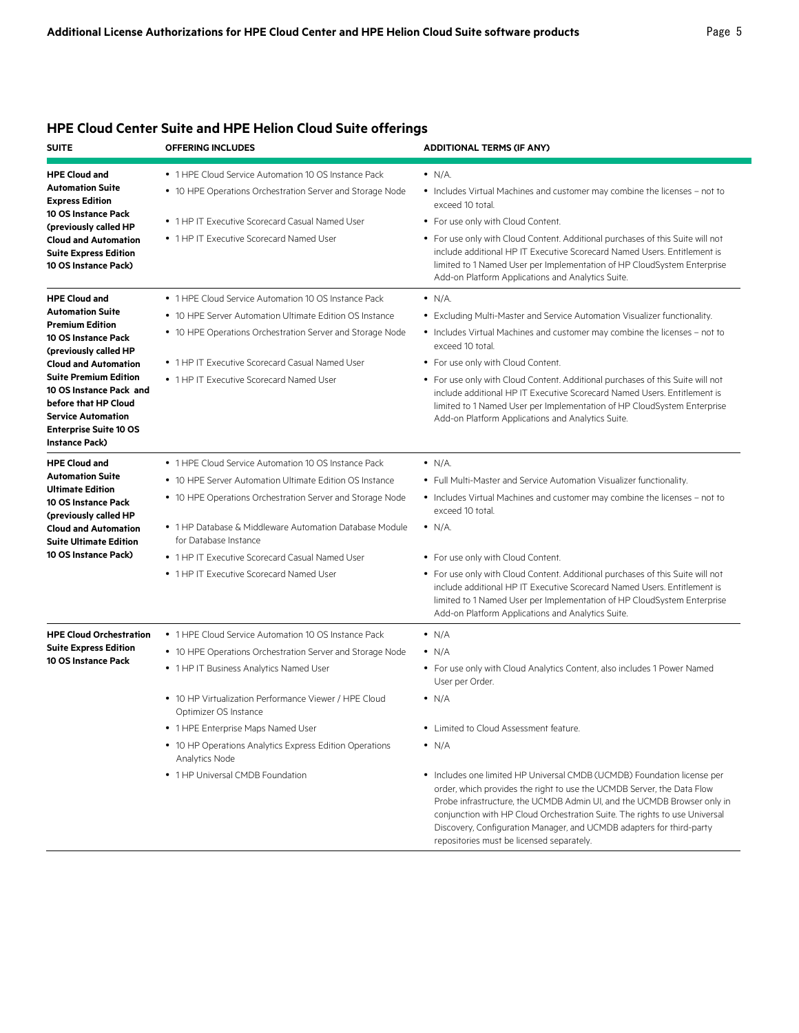## HPE Cloud Center Suite and HPE Helion Cloud Suite offerings

| SUITE | OFFERING INCLUDES | ADDITIONAL TERMS (IF ANY) |
|---|---|---|
| **HPE Cloud and Automation Suite Express Edition 10 OS Instance Pack (previously called HP Cloud and Automation Suite Express Edition 10 OS Instance Pack)** | • 1 HPE Cloud Service Automation 10 OS Instance Pack<br>• 10 HPE Operations Orchestration Server and Storage Node<br>• 1 HP IT Executive Scorecard Casual Named User<br>• 1 HP IT Executive Scorecard Named User | • N/A.<br>• Includes Virtual Machines and customer may combine the licenses – not to exceed 10 total.<br>• For use only with Cloud Content.<br>• For use only with Cloud Content. Additional purchases of this Suite will not include additional HP IT Executive Scorecard Named Users. Entitlement is limited to 1 Named User per Implementation of HP CloudSystem Enterprise Add-on Platform Applications and Analytics Suite. |
| **HPE Cloud and Automation Suite Premium Edition 10 OS Instance Pack (previously called HP Cloud and Automation Suite Premium Edition 10 OS Instance Pack and before that HP Cloud Service Automation Enterprise Suite 10 OS Instance Pack)** | • 1 HPE Cloud Service Automation 10 OS Instance Pack<br>• 10 HPE Server Automation Ultimate Edition OS Instance<br>• 10 HPE Operations Orchestration Server and Storage Node<br>• 1 HP IT Executive Scorecard Casual Named User<br>• 1 HP IT Executive Scorecard Named User | • N/A.<br>• Excluding Multi-Master and Service Automation Visualizer functionality.<br>• Includes Virtual Machines and customer may combine the licenses – not to exceed 10 total.<br>• For use only with Cloud Content.<br>• For use only with Cloud Content. Additional purchases of this Suite will not include additional HP IT Executive Scorecard Named Users. Entitlement is limited to 1 Named User per Implementation of HP CloudSystem Enterprise Add-on Platform Applications and Analytics Suite. |
| **HPE Cloud and Automation Suite Ultimate Edition 10 OS Instance Pack (previously called HP Cloud and Automation Suite Ultimate Edition 10 OS Instance Pack)** | • 1 HPE Cloud Service Automation 10 OS Instance Pack<br>• 10 HPE Server Automation Ultimate Edition OS Instance<br>• 10 HPE Operations Orchestration Server and Storage Node<br>• 1 HP Database & Middleware Automation Database Module for Database Instance<br>• 1 HP IT Executive Scorecard Casual Named User<br>• 1 HP IT Executive Scorecard Named User | • N/A.<br>• Full Multi-Master and Service Automation Visualizer functionality.<br>• Includes Virtual Machines and customer may combine the licenses – not to exceed 10 total.<br>• N/A.<br>• For use only with Cloud Content.<br>• For use only with Cloud Content. Additional purchases of this Suite will not include additional HP IT Executive Scorecard Named Users. Entitlement is limited to 1 Named User per Implementation of HP CloudSystem Enterprise Add-on Platform Applications and Analytics Suite. |
| **HPE Cloud Orchestration Suite Express Edition 10 OS Instance Pack** | • 1 HPE Cloud Service Automation 10 OS Instance Pack<br>• 10 HPE Operations Orchestration Server and Storage Node<br>• 1 HP IT Business Analytics Named User<br>• 10 HP Virtualization Performance Viewer / HPE Cloud Optimizer OS Instance<br>• 1 HPE Enterprise Maps Named User<br>• 10 HP Operations Analytics Express Edition Operations Analytics Node<br>• 1 HP Universal CMDB Foundation | • N/A<br>• N/A<br>• For use only with Cloud Analytics Content, also includes 1 Power Named User per Order.<br>• N/A<br>• Limited to Cloud Assessment feature.<br>• N/A<br>• Includes one limited HP Universal CMDB (UCMDB) Foundation license per order, which provides the right to use the UCMDB Server, the Data Flow Probe infrastructure, the UCMDB Admin UI, and the UCMDB Browser only in conjunction with HP Cloud Orchestration Suite. The rights to use Universal Discovery, Configuration Manager, and UCMDB adapters for third-party repositories must be licensed separately. |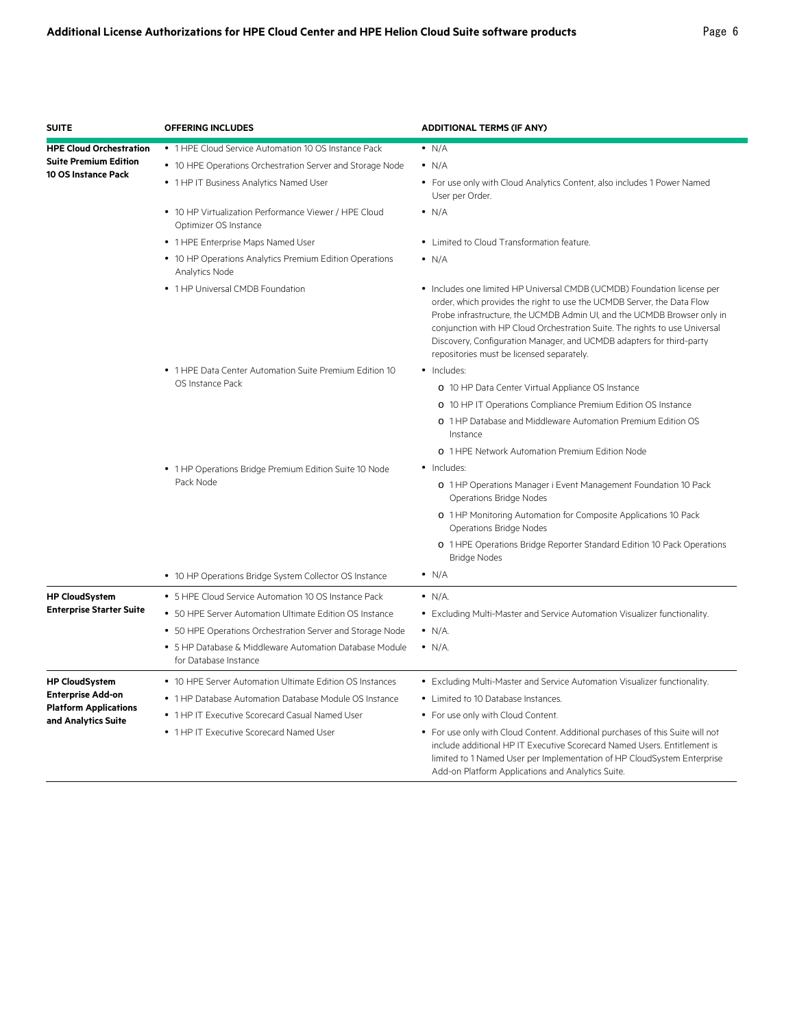| SUITE | OFFERING INCLUDES | ADDITIONAL TERMS (IF ANY) |
|---|---|---|
| **HPE Cloud Orchestration Suite Premium Edition 10 OS Instance Pack** | • 1 HPE Cloud Service Automation 10 OS Instance Pack | • N/A |
| | • 10 HPE Operations Orchestration Server and Storage Node | • N/A |
| | • 1 HP IT Business Analytics Named User | • For use only with Cloud Analytics Content, also includes 1 Power Named User per Order. |
| | • 10 HP Virtualization Performance Viewer / HPE Cloud Optimizer OS Instance | • N/A |
| | • 1 HPE Enterprise Maps Named User | • Limited to Cloud Transformation feature. |
| | • 10 HP Operations Analytics Premium Edition Operations Analytics Node | • N/A |
| | • 1 HP Universal CMDB Foundation | • Includes one limited HP Universal CMDB (UCMDB) Foundation license per order, which provides the right to use the UCMDB Server, the Data Flow Probe infrastructure, the UCMDB Admin UI, and the UCMDB Browser only in conjunction with HP Cloud Orchestration Suite. The rights to use Universal Discovery, Configuration Manager, and UCMDB adapters for third-party repositories must be licensed separately. |
| | • 1 HPE Data Center Automation Suite Premium Edition 10 OS Instance Pack | • Includes:<br>o 10 HP Data Center Virtual Appliance OS Instance<br>o 10 HP IT Operations Compliance Premium Edition OS Instance<br>o 1 HP Database and Middleware Automation Premium Edition OS Instance<br>o 1 HPE Network Automation Premium Edition Node |
| | • 1 HP Operations Bridge Premium Edition Suite 10 Node Pack Node | • Includes:<br>o 1 HP Operations Manager i Event Management Foundation 10 Pack Operations Bridge Nodes<br>o 1 HP Monitoring Automation for Composite Applications 10 Pack Operations Bridge Nodes<br>o 1 HPE Operations Bridge Reporter Standard Edition 10 Pack Operations Bridge Nodes |
| | • 10 HP Operations Bridge System Collector OS Instance | • N/A |
| **HP CloudSystem Enterprise Starter Suite** | • 5 HPE Cloud Service Automation 10 OS Instance Pack | • N/A. |
| | • 50 HPE Server Automation Ultimate Edition OS Instance | • Excluding Multi-Master and Service Automation Visualizer functionality. |
| | • 50 HPE Operations Orchestration Server and Storage Node | • N/A. |
| | • 5 HP Database & Middleware Automation Database Module for Database Instance | • N/A. |
| **HP CloudSystem Enterprise Add-on Platform Applications and Analytics Suite** | • 10 HPE Server Automation Ultimate Edition OS Instances | • Excluding Multi-Master and Service Automation Visualizer functionality. |
| | • 1 HP Database Automation Database Module OS Instance | • Limited to 10 Database Instances. |
| | • 1 HP IT Executive Scorecard Casual Named User | • For use only with Cloud Content. |
| | • 1 HP IT Executive Scorecard Named User | • For use only with Cloud Content. Additional purchases of this Suite will not include additional HP IT Executive Scorecard Named Users. Entitlement is limited to 1 Named User per Implementation of HP CloudSystem Enterprise Add-on Platform Applications and Analytics Suite. |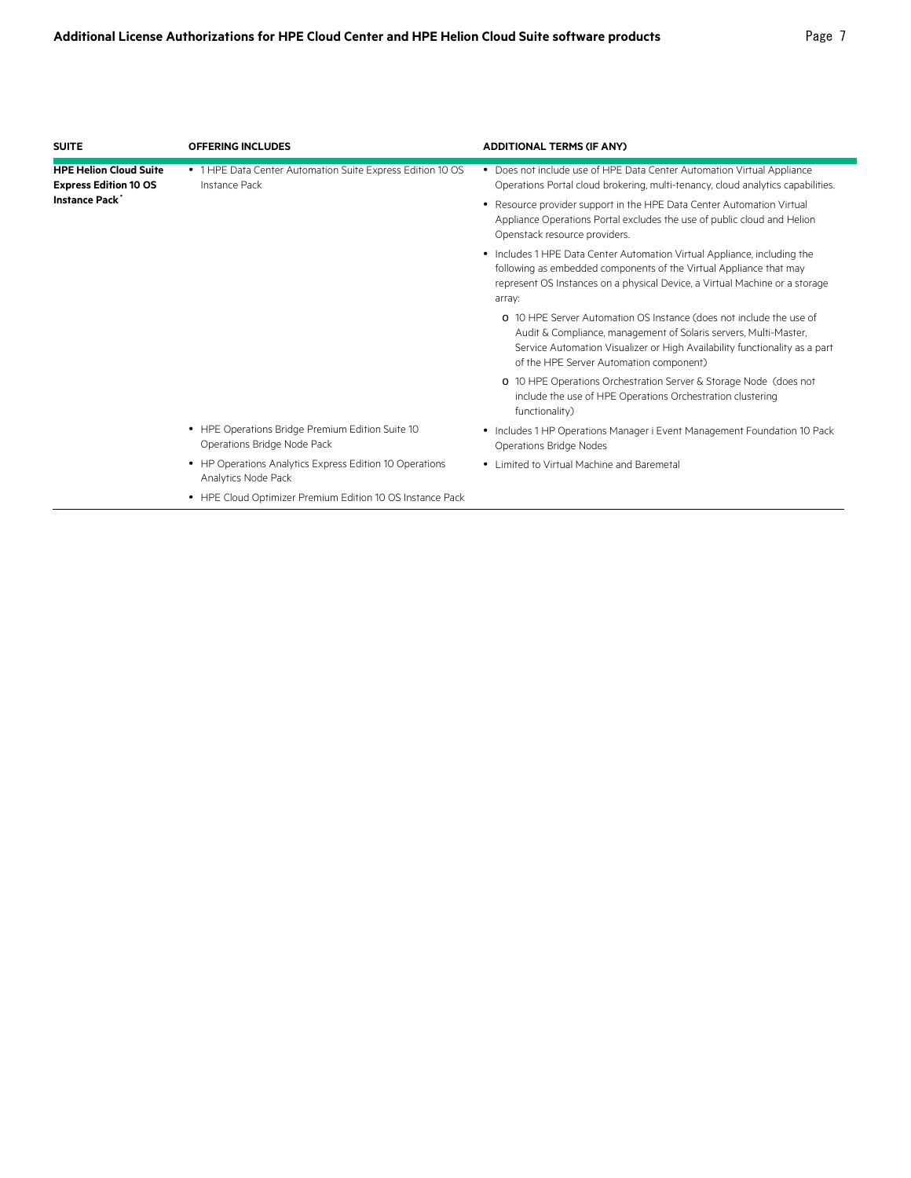| SUITE | OFFERING INCLUDES | ADDITIONAL TERMS (IF ANY) |
| --- | --- | --- |
| **HPE Helion Cloud Suite Express Edition 10 OS Instance Pack*** | • 1 HPE Data Center Automation Suite Express Edition 10 OS Instance Pack | • Does not include use of HPE Data Center Automation Virtual Appliance Operations Portal cloud brokering, multi-tenancy, cloud analytics capabilities.<br>• Resource provider support in the HPE Data Center Automation Virtual Appliance Operations Portal excludes the use of public cloud and Helion Openstack resource providers.<br>• Includes 1 HPE Data Center Automation Virtual Appliance, including the following as embedded components of the Virtual Appliance that may represent OS Instances on a physical Device, a Virtual Machine or a storage array:<br>o 10 HPE Server Automation OS Instance (does not include the use of Audit & Compliance, management of Solaris servers, Multi-Master, Service Automation Visualizer or High Availability functionality as a part of the HPE Server Automation component)<br>o 10 HPE Operations Orchestration Server & Storage Node (does not include the use of HPE Operations Orchestration clustering functionality) |
| | • HPE Operations Bridge Premium Edition Suite 10 Operations Bridge Node Pack | • Includes 1 HP Operations Manager i Event Management Foundation 10 Pack Operations Bridge Nodes |
| | • HP Operations Analytics Express Edition 10 Operations Analytics Node Pack | • Limited to Virtual Machine and Baremetal |
| | • HPE Cloud Optimizer Premium Edition 10 OS Instance Pack | |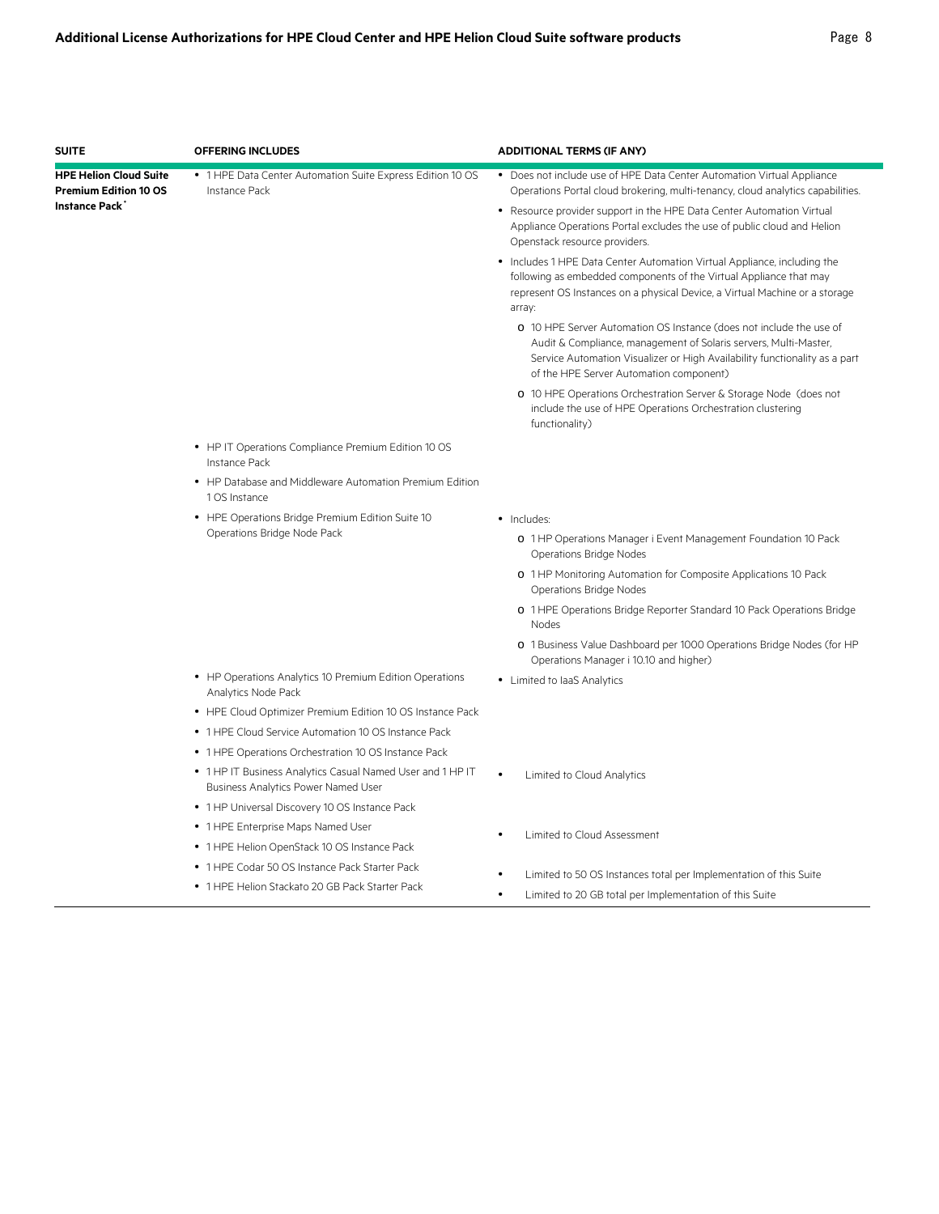| SUITE | OFFERING INCLUDES | ADDITIONAL TERMS (IF ANY) |
|---|---|---|
| **HPE Helion Cloud Suite Premium Edition 10 OS Instance Pack*** | • 1 HPE Data Center Automation Suite Express Edition 10 OS Instance Pack | • Does not include use of HPE Data Center Automation Virtual Appliance Operations Portal cloud brokering, multi-tenancy, cloud analytics capabilities.<br>• Resource provider support in the HPE Data Center Automation Virtual Appliance Operations Portal excludes the use of public cloud and Helion Openstack resource providers.<br>• Includes 1 HPE Data Center Automation Virtual Appliance, including the following as embedded components of the Virtual Appliance that may represent OS Instances on a physical Device, a Virtual Machine or a storage array:<br>o 10 HPE Server Automation OS Instance (does not include the use of Audit & Compliance, management of Solaris servers, Multi-Master, Service Automation Visualizer or High Availability functionality as a part of the HPE Server Automation component)<br>o 10 HPE Operations Orchestration Server & Storage Node (does not include the use of HPE Operations Orchestration clustering functionality) |
| | • HP IT Operations Compliance Premium Edition 10 OS Instance Pack | |
| | • HP Database and Middleware Automation Premium Edition 1 OS Instance | |
| | • HPE Operations Bridge Premium Edition Suite 10 Operations Bridge Node Pack | • Includes:<br>o 1 HP Operations Manager i Event Management Foundation 10 Pack Operations Bridge Nodes<br>o 1 HP Monitoring Automation for Composite Applications 10 Pack Operations Bridge Nodes<br>o 1 HPE Operations Bridge Reporter Standard 10 Pack Operations Bridge Nodes<br>o 1 Business Value Dashboard per 1000 Operations Bridge Nodes (for HP Operations Manager i 10.10 and higher) |
| | • HP Operations Analytics 10 Premium Edition Operations Analytics Node Pack | • Limited to IaaS Analytics |
| | • HPE Cloud Optimizer Premium Edition 10 OS Instance Pack | |
| | • 1 HPE Cloud Service Automation 10 OS Instance Pack | |
| | • 1 HPE Operations Orchestration 10 OS Instance Pack | |
| | • 1 HP IT Business Analytics Casual Named User and 1 HP IT Business Analytics Power Named User | • Limited to Cloud Analytics |
| | • 1 HP Universal Discovery 10 OS Instance Pack | |
| | • 1 HPE Enterprise Maps Named User | • Limited to Cloud Assessment |
| | • 1 HPE Helion OpenStack 10 OS Instance Pack | |
| | • 1 HPE Codar 50 OS Instance Pack Starter Pack | • Limited to 50 OS Instances total per Implementation of this Suite |
| | • 1 HPE Helion Stackato 20 GB Pack Starter Pack | • Limited to 20 GB total per Implementation of this Suite |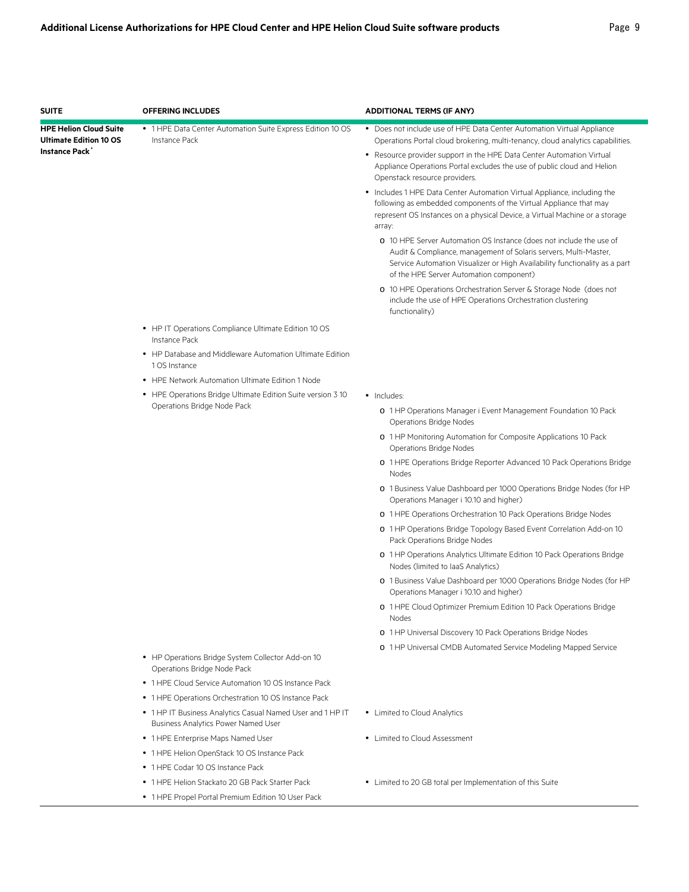| SUITE | OFFERING INCLUDES | ADDITIONAL TERMS (IF ANY) |
|---|---|---|
| **HPE Helion Cloud Suite Ultimate Edition 10 OS Instance Pack*** | • 1 HPE Data Center Automation Suite Express Edition 10 OS Instance Pack | • Does not include use of HPE Data Center Automation Virtual Appliance Operations Portal cloud brokering, multi-tenancy, cloud analytics capabilities.<br>• Resource provider support in the HPE Data Center Automation Virtual Appliance Operations Portal excludes the use of public cloud and Helion Openstack resource providers.<br>• Includes 1 HPE Data Center Automation Virtual Appliance, including the following as embedded components of the Virtual Appliance that may represent OS Instances on a physical Device, a Virtual Machine or a storage array:<br>o 10 HPE Server Automation OS Instance (does not include the use of Audit & Compliance, management of Solaris servers, Multi-Master, Service Automation Visualizer or High Availability functionality as a part of the HPE Server Automation component)<br>o 10 HPE Operations Orchestration Server & Storage Node (does not include the use of HPE Operations Orchestration clustering functionality) |
| | • HP IT Operations Compliance Ultimate Edition 10 OS Instance Pack | |
| | • HP Database and Middleware Automation Ultimate Edition 1 OS Instance | |
| | • HPE Network Automation Ultimate Edition 1 Node | |
| | • HPE Operations Bridge Ultimate Edition Suite version 3 10 Operations Bridge Node Pack | • Includes:<br>o 1 HP Operations Manager i Event Management Foundation 10 Pack Operations Bridge Nodes<br>o 1 HP Monitoring Automation for Composite Applications 10 Pack Operations Bridge Nodes<br>o 1 HPE Operations Bridge Reporter Advanced 10 Pack Operations Bridge Nodes<br>o 1 Business Value Dashboard per 1000 Operations Bridge Nodes (for HP Operations Manager i 10.10 and higher)<br>o 1 HPE Operations Orchestration 10 Pack Operations Bridge Nodes<br>o 1 HP Operations Bridge Topology Based Event Correlation Add-on 10 Pack Operations Bridge Nodes<br>o 1 HP Operations Analytics Ultimate Edition 10 Pack Operations Bridge Nodes (limited to IaaS Analytics)<br>o 1 Business Value Dashboard per 1000 Operations Bridge Nodes (for HP Operations Manager i 10.10 and higher)<br>o 1 HPE Cloud Optimizer Premium Edition 10 Pack Operations Bridge Nodes<br>o 1 HP Universal Discovery 10 Pack Operations Bridge Nodes<br>o 1 HP Universal CMDB Automated Service Modeling Mapped Service |
| | • HP Operations Bridge System Collector Add-on 10 Operations Bridge Node Pack | |
| | • 1 HPE Cloud Service Automation 10 OS Instance Pack | |
| | • 1 HPE Operations Orchestration 10 OS Instance Pack | |
| | • 1 HP IT Business Analytics Casual Named User and 1 HP IT Business Analytics Power Named User | • Limited to Cloud Analytics |
| | • 1 HPE Enterprise Maps Named User | • Limited to Cloud Assessment |
| | • 1 HPE Helion OpenStack 10 OS Instance Pack | |
| | • 1 HPE Codar 10 OS Instance Pack | |
| | • 1 HPE Helion Stackato 20 GB Pack Starter Pack | • Limited to 20 GB total per Implementation of this Suite |
| | • 1 HPE Propel Portal Premium Edition 10 User Pack | |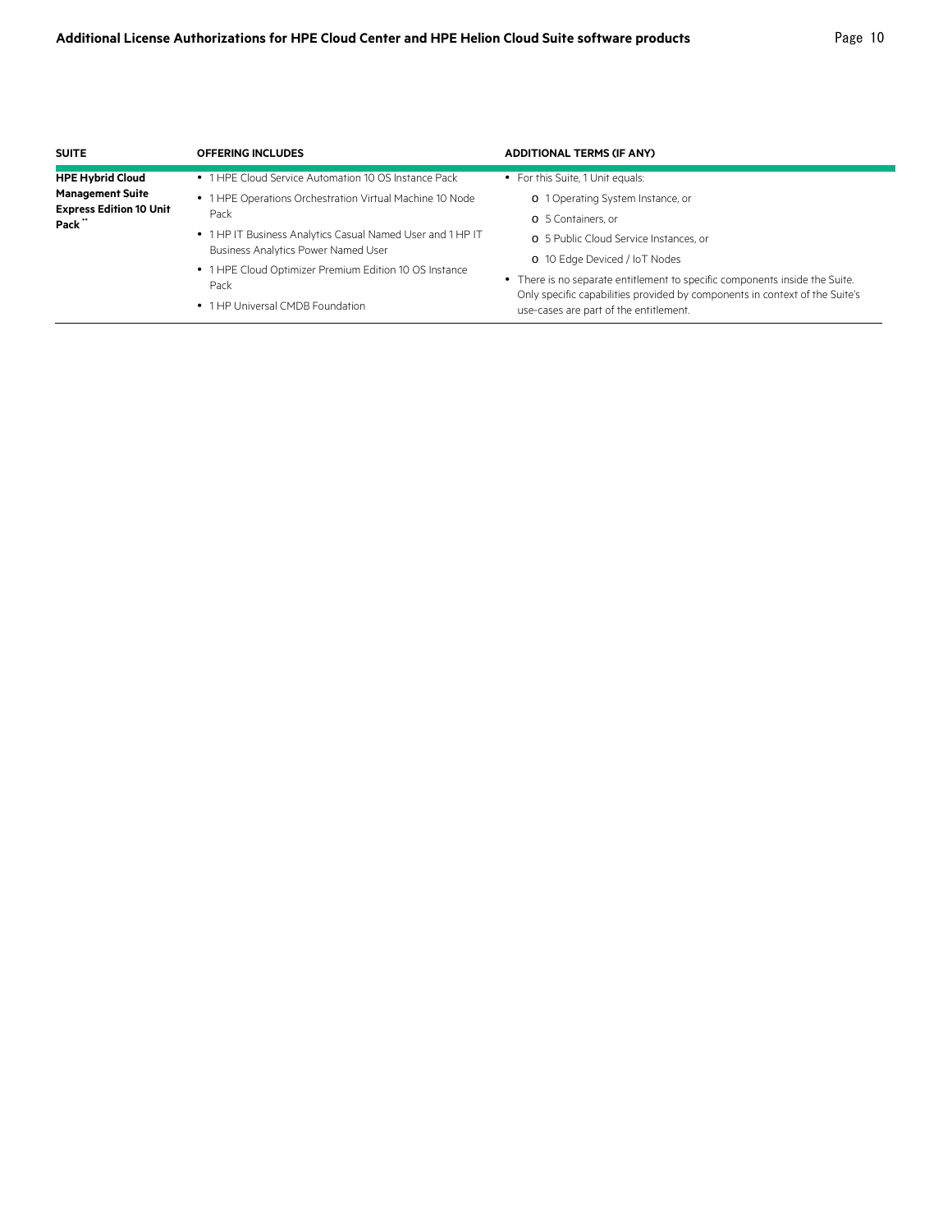| SUITE | OFFERING INCLUDES | ADDITIONAL TERMS (IF ANY) |
| --- | --- | --- |
| **HPE Hybrid Cloud Management Suite Express Edition 10 Unit Pack** ** | • 1 HPE Cloud Service Automation 10 OS Instance Pack<br>• 1 HPE Operations Orchestration Virtual Machine 10 Node Pack<br>• 1 HP IT Business Analytics Casual Named User and 1 HP IT Business Analytics Power Named User<br>• 1 HPE Cloud Optimizer Premium Edition 10 OS Instance Pack<br>• 1 HP Universal CMDB Foundation | • For this Suite, 1 Unit equals:<br>o 1 Operating System Instance, or<br>o 5 Containers, or<br>o 5 Public Cloud Service Instances, or<br>o 10 Edge Deviced / IoT Nodes<br>• There is no separate entitlement to specific components inside the Suite. Only specific capabilities provided by components in context of the Suite's use-cases are part of the entitlement. |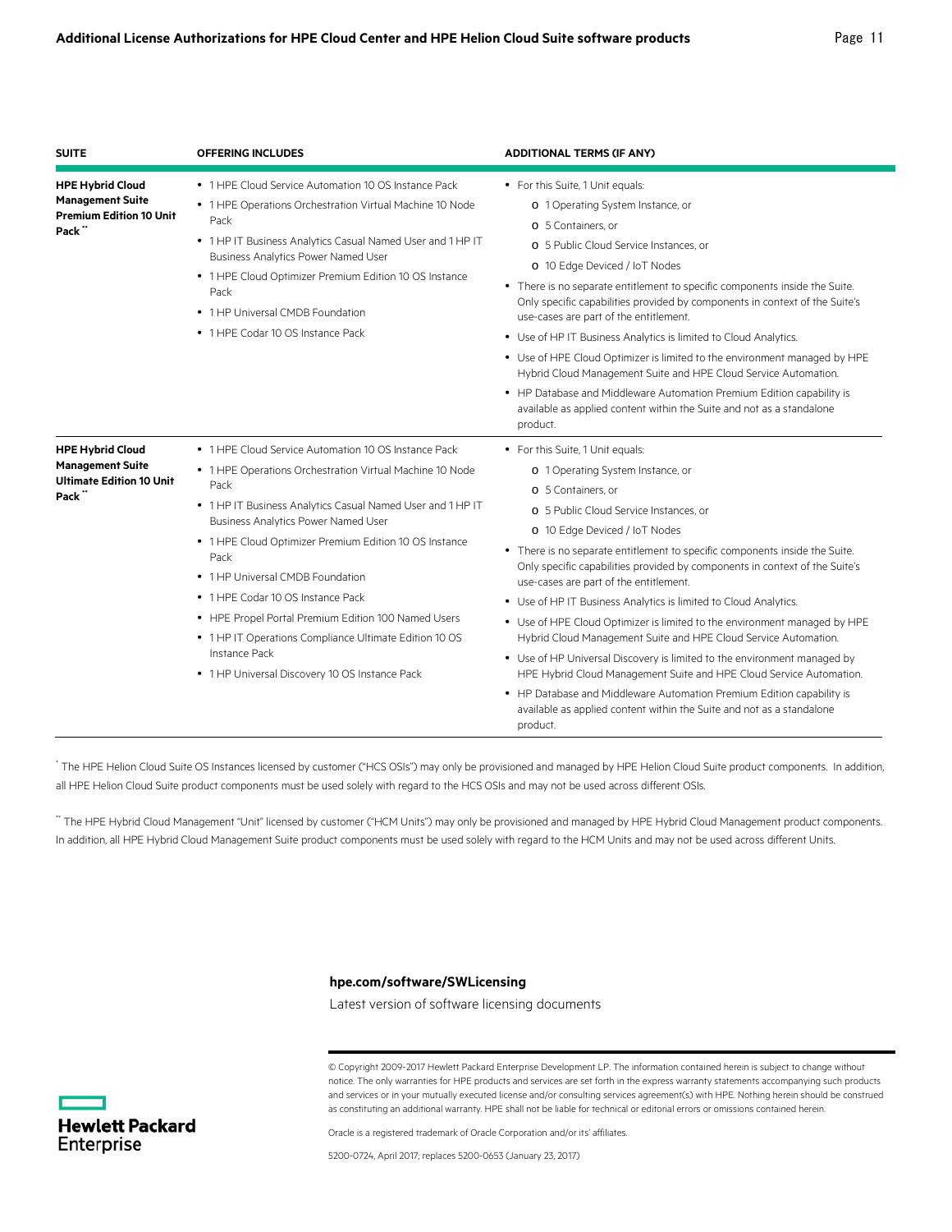| SUITE | OFFERING INCLUDES | ADDITIONAL TERMS (IF ANY) |
| --- | --- | --- |
| **HPE Hybrid Cloud Management Suite Premium Edition 10 Unit Pack** ** | • 1 HPE Cloud Service Automation 10 OS Instance Pack<br>• 1 HPE Operations Orchestration Virtual Machine 10 Node Pack<br>• 1 HP IT Business Analytics Casual Named User and 1 HP IT Business Analytics Power Named User<br>• 1 HPE Cloud Optimizer Premium Edition 10 OS Instance Pack<br>• 1 HP Universal CMDB Foundation<br>• 1 HPE Codar 10 OS Instance Pack | • For this Suite, 1 Unit equals:<br>o 1 Operating System Instance, or<br>o 5 Containers, or<br>o 5 Public Cloud Service Instances, or<br>o 10 Edge Deviced / IoT Nodes<br>• There is no separate entitlement to specific components inside the Suite. Only specific capabilities provided by components in context of the Suite's use-cases are part of the entitlement.<br>• Use of HP IT Business Analytics is limited to Cloud Analytics.<br>• Use of HPE Cloud Optimizer is limited to the environment managed by HPE Hybrid Cloud Management Suite and HPE Cloud Service Automation.<br>• HP Database and Middleware Automation Premium Edition capability is available as applied content within the Suite and not as a standalone product. |
| **HPE Hybrid Cloud Management Suite Ultimate Edition 10 Unit Pack** ** | • 1 HPE Cloud Service Automation 10 OS Instance Pack<br>• 1 HPE Operations Orchestration Virtual Machine 10 Node Pack<br>• 1 HP IT Business Analytics Casual Named User and 1 HP IT Business Analytics Power Named User<br>• 1 HPE Cloud Optimizer Premium Edition 10 OS Instance Pack<br>• 1 HP Universal CMDB Foundation<br>• 1 HPE Codar 10 OS Instance Pack<br>• HPE Propel Portal Premium Edition 100 Named Users<br>• 1 HP IT Operations Compliance Ultimate Edition 10 OS Instance Pack<br>• 1 HP Universal Discovery 10 OS Instance Pack | • For this Suite, 1 Unit equals:<br>o 1 Operating System Instance, or<br>o 5 Containers, or<br>o 5 Public Cloud Service Instances, or<br>o 10 Edge Deviced / IoT Nodes<br>• There is no separate entitlement to specific components inside the Suite. Only specific capabilities provided by components in context of the Suite's use-cases are part of the entitlement.<br>• Use of HP IT Business Analytics is limited to Cloud Analytics.<br>• Use of HPE Cloud Optimizer is limited to the environment managed by HPE Hybrid Cloud Management Suite and HPE Cloud Service Automation.<br>• Use of HP Universal Discovery is limited to the environment managed by HPE Hybrid Cloud Management Suite and HPE Cloud Service Automation.<br>• HP Database and Middleware Automation Premium Edition capability is available as applied content within the Suite and not as a standalone product. |

* The HPE Helion Cloud Suite OS Instances licensed by customer ("HCS OSIs") may only be provisioned and managed by HPE Helion Cloud Suite product components. In addition, all HPE Helion Cloud Suite product components must be used solely with regard to the HCS OSIs and may not be used across different OSIs.

** The HPE Hybrid Cloud Management "Unit" licensed by customer ("HCM Units") may only be provisioned and managed by HPE Hybrid Cloud Management product components. In addition, all HPE Hybrid Cloud Management Suite product components must be used solely with regard to the HCM Units and may not be used across different Units.

**hpe.com/software/SWLicensing**

Latest version of software licensing documents

© Copyright 2009-2017 Hewlett Packard Enterprise Development LP. The information contained herein is subject to change without notice. The only warranties for HPE products and services are set forth in the express warranty statements accompanying such products and services or in your mutually executed license and/or consulting services agreement(s) with HPE. Nothing herein should be construed as constituting an additional warranty. HPE shall not be liable for technical or editorial errors or omissions contained herein.

Oracle is a registered trademark of Oracle Corporation and/or its' affiliates.

5200-0724, April 2017; replaces 5200-0653 (January 23, 2017)

Hewlett Packard Enterprise